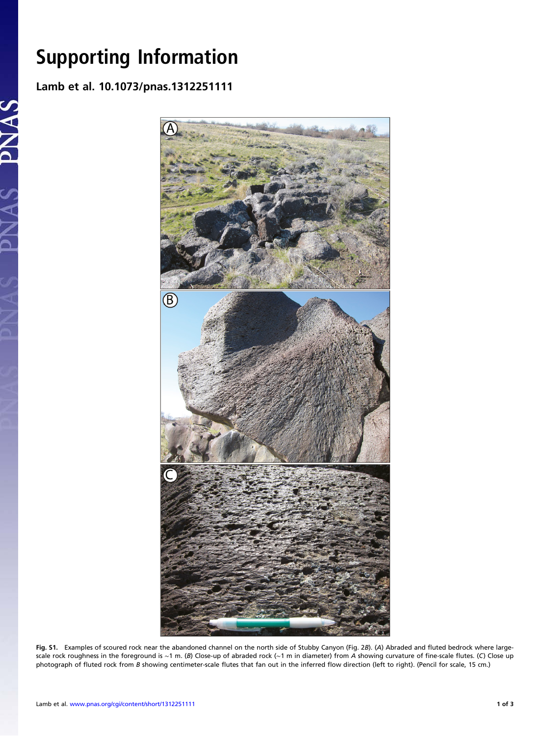# Supporting Information

## Lamb et al. 10.1073/pnas.1312251111

**Fig. S1.** Examples of scoured rock near the abandoned channel on the north side of Stubby Canyon (Fig. 2*B*). (*A*) Abraded and fluted bedrock where large-scale rock roughness in the foreground is ∼1 m. (*B*) Close-up of abraded rock (∼1 m in diameter) from *A* showing curvature of fine-scale flutes. (*C*) Close up photograph of fluted rock from *B* showing centimeter-scale flutes that fan out in the inferred flow direction (left to right). (Pencil for scale, 15 cm.)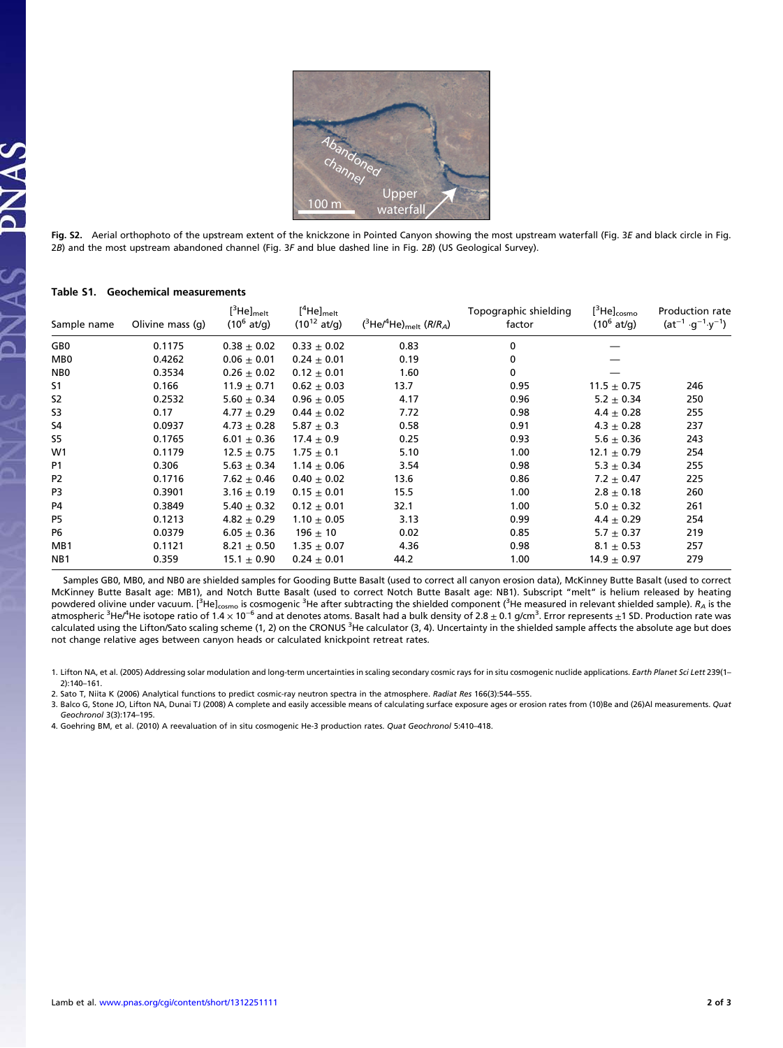**Fig. S2.** Aerial orthophoto of the upstream extent of the knickzone in Pointed Canyon showing the most upstream waterfall (Fig. 3*E* and black circle in Fig. 2*B*) and the most upstream abandoned channel (Fig. 3*F* and blue dashed line in Fig. 2*B*) (US Geological Survey).

**Table S1. Geochemical measurements**

| Sample name | Olivine mass (g) | $[^3He]_{melt}$ ($10^6$ at/g) | $[^4He]_{melt}$ ($10^{12}$ at/g) | $(^3He/^4He)_{melt}$ ($R/R_A$) | Topographic shielding factor | $[^3He]_{cosmo}$ ($10^6$ at/g) | Production rate ($at^{-1} \cdot g^{-1} \cdot y^{-1}$) |
|---|---|---|---|---|---|---|---|
| GB0 | 0.1175 | 0.38 ± 0.02 | 0.33 ± 0.02 | 0.83 | 0 | — | |
| MB0 | 0.4262 | 0.06 ± 0.01 | 0.24 ± 0.01 | 0.19 | 0 | — | |
| NB0 | 0.3534 | 0.26 ± 0.02 | 0.12 ± 0.01 | 1.60 | 0 | — | |
| S1 | 0.166 | 11.9 ± 0.71 | 0.62 ± 0.03 | 13.7 | 0.95 | 11.5 ± 0.75 | 246 |
| S2 | 0.2532 | 5.60 ± 0.34 | 0.96 ± 0.05 | 4.17 | 0.96 | 5.2 ± 0.34 | 250 |
| S3 | 0.17 | 4.77 ± 0.29 | 0.44 ± 0.02 | 7.72 | 0.98 | 4.4 ± 0.28 | 255 |
| S4 | 0.0937 | 4.73 ± 0.28 | 5.87 ± 0.3 | 0.58 | 0.91 | 4.3 ± 0.28 | 237 |
| S5 | 0.1765 | 6.01 ± 0.36 | 17.4 ± 0.9 | 0.25 | 0.93 | 5.6 ± 0.36 | 243 |
| W1 | 0.1179 | 12.5 ± 0.75 | 1.75 ± 0.1 | 5.10 | 1.00 | 12.1 ± 0.79 | 254 |
| P1 | 0.306 | 5.63 ± 0.34 | 1.14 ± 0.06 | 3.54 | 0.98 | 5.3 ± 0.34 | 255 |
| P2 | 0.1716 | 7.62 ± 0.46 | 0.40 ± 0.02 | 13.6 | 0.86 | 7.2 ± 0.47 | 225 |
| P3 | 0.3901 | 3.16 ± 0.19 | 0.15 ± 0.01 | 15.5 | 1.00 | 2.8 ± 0.18 | 260 |
| P4 | 0.3849 | 5.40 ± 0.32 | 0.12 ± 0.01 | 32.1 | 1.00 | 5.0 ± 0.32 | 261 |
| P5 | 0.1213 | 4.82 ± 0.29 | 1.10 ± 0.05 | 3.13 | 0.99 | 4.4 ± 0.29 | 254 |
| P6 | 0.0379 | 6.05 ± 0.36 | 196 ± 10 | 0.02 | 0.85 | 5.7 ± 0.37 | 219 |
| MB1 | 0.1121 | 8.21 ± 0.50 | 1.35 ± 0.07 | 4.36 | 0.98 | 8.1 ± 0.53 | 257 |
| NB1 | 0.359 | 15.1 ± 0.90 | 0.24 ± 0.01 | 44.2 | 1.00 | 14.9 ± 0.97 | 279 |

Samples GB0, MB0, and NB0 are shielded samples for Gooding Butte Basalt (used to correct all canyon erosion data), McKinney Butte Basalt (used to correct McKinney Butte Basalt age: MB1), and Notch Butte Basalt (used to correct Notch Butte Basalt age: NB1). Subscript "melt" is helium released by heating powdered olivine under vacuum. $[^3He]_{cosmo}$ is cosmogenic $^3He$ after subtracting the shielded component ($^3He$ measured in relevant shielded sample). $R_A$ is the atmospheric $^3He/^4He$ isotope ratio of $1.4 \times 10^{-6}$ and at denotes atoms. Basalt had a bulk density of $2.8 \pm 0.1$ g/cm$^3$. Error represents ±1 SD. Production rate was calculated using the Lifton/Sato scaling scheme (1, 2) on the CRONUS $^3He$ calculator (3, 4). Uncertainty in the shielded sample affects the absolute age but does not change relative ages between canyon heads or calculated knickpoint retreat rates.

1. Lifton NA, et al. (2005) Addressing solar modulation and long-term uncertainties in scaling secondary cosmic rays for in situ cosmogenic nuclide applications. *Earth Planet Sci Lett* 239(1–2):140–161.
2. Sato T, Niita K (2006) Analytical functions to predict cosmic-ray neutron spectra in the atmosphere. *Radiat Res* 166(3):544–555.
3. Balco G, Stone JO, Lifton NA, Dunai TJ (2008) A complete and easily accessible means of calculating surface exposure ages or erosion rates from (10)Be and (26)Al measurements. *Quat Geochronol* 3(3):174–195.
4. Goehring BM, et al. (2010) A reevaluation of in situ cosmogenic He-3 production rates. *Quat Geochronol* 5:410–418.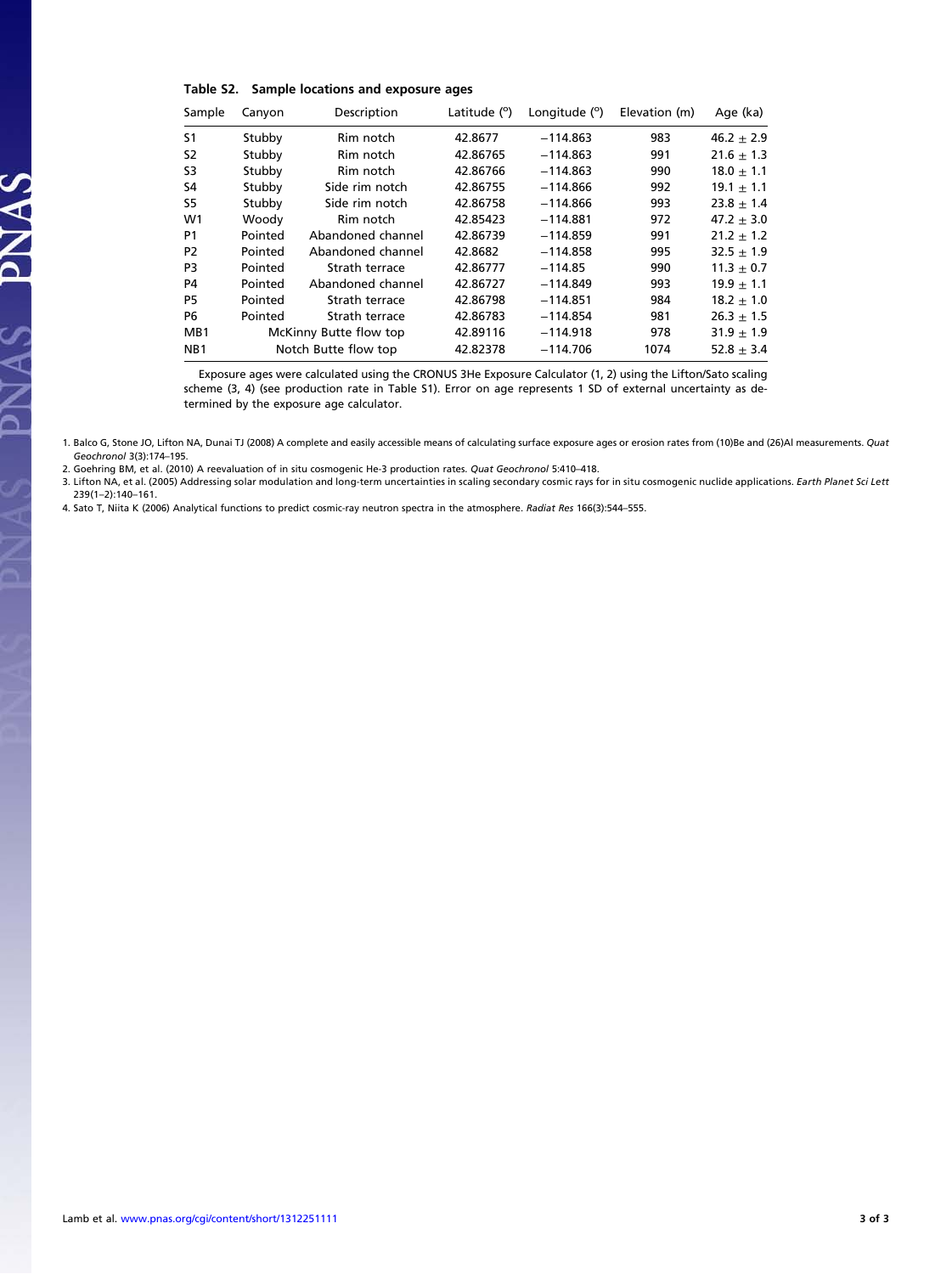**Table S2. Sample locations and exposure ages**

| Sample | Canyon | Description | Latitude (°) | Longitude (°) | Elevation (m) | Age (ka) |
|---|---|---|---|---|---|---|
| S1 | Stubby | Rim notch | 42.8677 | −114.863 | 983 | 46.2 ± 2.9 |
| S2 | Stubby | Rim notch | 42.86765 | −114.863 | 991 | 21.6 ± 1.3 |
| S3 | Stubby | Rim notch | 42.86766 | −114.863 | 990 | 18.0 ± 1.1 |
| S4 | Stubby | Side rim notch | 42.86755 | −114.866 | 992 | 19.1 ± 1.1 |
| S5 | Stubby | Side rim notch | 42.86758 | −114.866 | 993 | 23.8 ± 1.4 |
| W1 | Woody | Rim notch | 42.85423 | −114.881 | 972 | 47.2 ± 3.0 |
| P1 | Pointed | Abandoned channel | 42.86739 | −114.859 | 991 | 21.2 ± 1.2 |
| P2 | Pointed | Abandoned channel | 42.8682 | −114.858 | 995 | 32.5 ± 1.9 |
| P3 | Pointed | Strath terrace | 42.86777 | −114.85 | 990 | 11.3 ± 0.7 |
| P4 | Pointed | Abandoned channel | 42.86727 | −114.849 | 993 | 19.9 ± 1.1 |
| P5 | Pointed | Strath terrace | 42.86798 | −114.851 | 984 | 18.2 ± 1.0 |
| P6 | Pointed | Strath terrace | 42.86783 | −114.854 | 981 | 26.3 ± 1.5 |
| MB1 | McKinny Butte flow top | | 42.89116 | −114.918 | 978 | 31.9 ± 1.9 |
| NB1 | Notch Butte flow top | | 42.82378 | −114.706 | 1074 | 52.8 ± 3.4 |

Exposure ages were calculated using the CRONUS 3He Exposure Calculator (1, 2) using the Lifton/Sato scaling scheme (3, 4) (see production rate in Table S1). Error on age represents 1 SD of external uncertainty as determined by the exposure age calculator.

1. Balco G, Stone JO, Lifton NA, Dunai TJ (2008) A complete and easily accessible means of calculating surface exposure ages or erosion rates from (10)Be and (26)Al measurements. *Quat Geochronol* 3(3):174–195.
2. Goehring BM, et al. (2010) A reevaluation of in situ cosmogenic He-3 production rates. *Quat Geochronol* 5:410–418.
3. Lifton NA, et al. (2005) Addressing solar modulation and long-term uncertainties in scaling secondary cosmic rays for in situ cosmogenic nuclide applications. *Earth Planet Sci Lett* 239(1–2):140–161.
4. Sato T, Niita K (2006) Analytical functions to predict cosmic-ray neutron spectra in the atmosphere. *Radiat Res* 166(3):544–555.